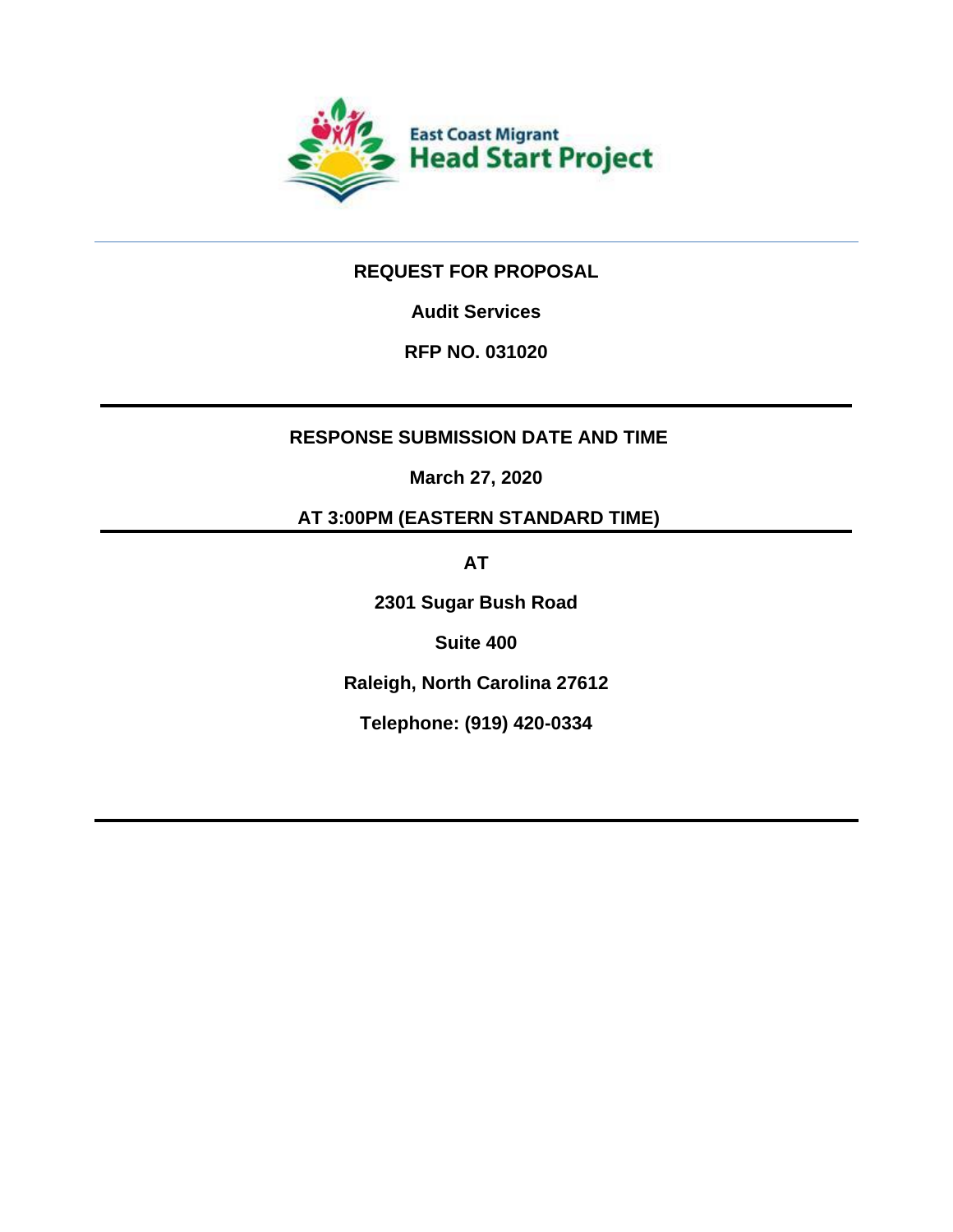East Coast Migrant
Head Start Project

# REQUEST FOR PROPOSAL

## Audit Services

## RFP NO. 031020

---

**RESPONSE SUBMISSION DATE AND TIME**

**March 27, 2020**

**AT 3:00PM (EASTERN STANDARD TIME)**

---

**AT**

**2301 Sugar Bush Road**

**Suite 400**

**Raleigh, North Carolina 27612**

**Telephone: (919) 420-0334**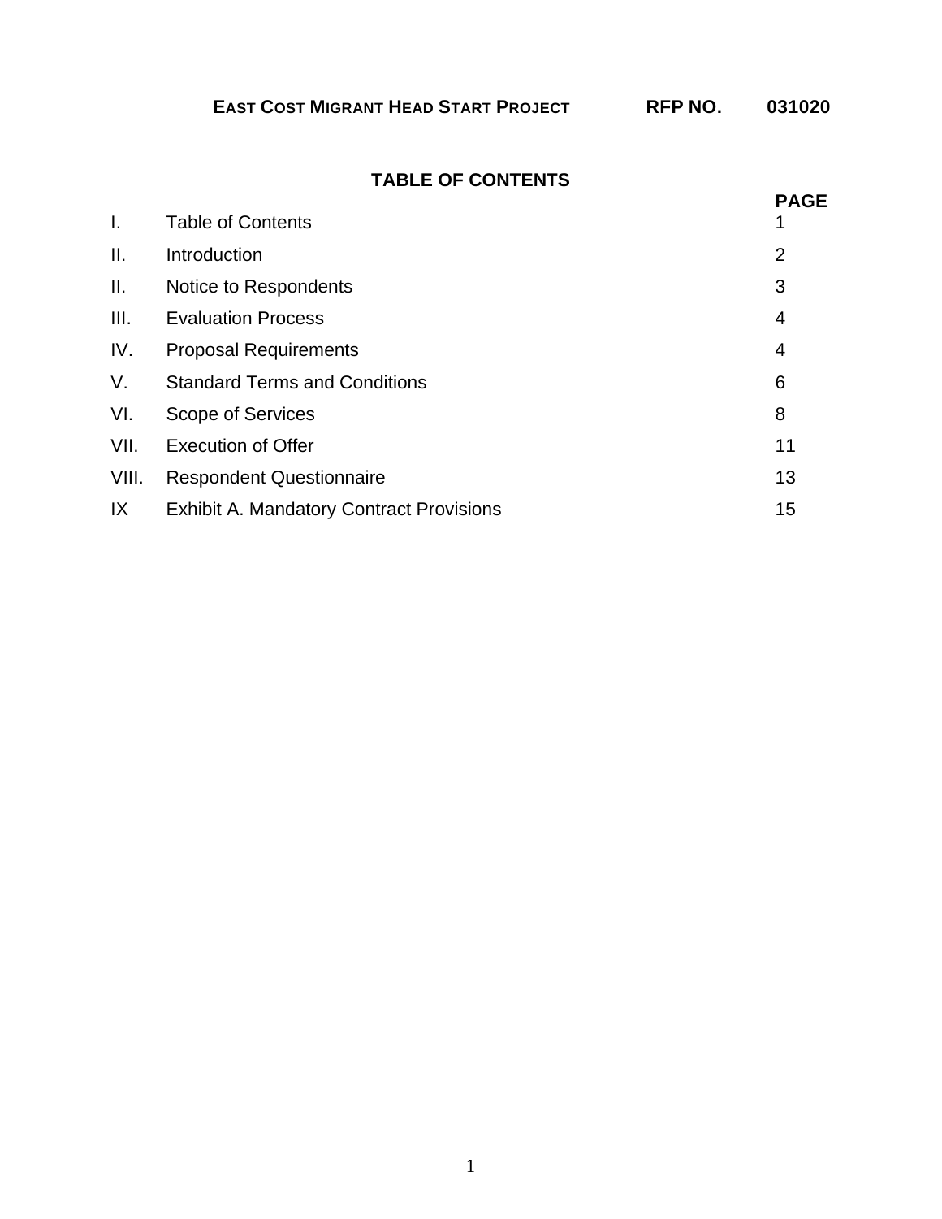**EAST COST MIGRANT HEAD START PROJECT RFP NO. 031020**

## TABLE OF CONTENTS

| | | PAGE |
|---|---|---|
| I. | Table of Contents | 1 |
| II. | Introduction | 2 |
| II. | Notice to Respondents | 3 |
| III. | Evaluation Process | 4 |
| IV. | Proposal Requirements | 4 |
| V. | Standard Terms and Conditions | 6 |
| VI. | Scope of Services | 8 |
| VII. | Execution of Offer | 11 |
| VIII. | Respondent Questionnaire | 13 |
| IX | Exhibit A. Mandatory Contract Provisions | 15 |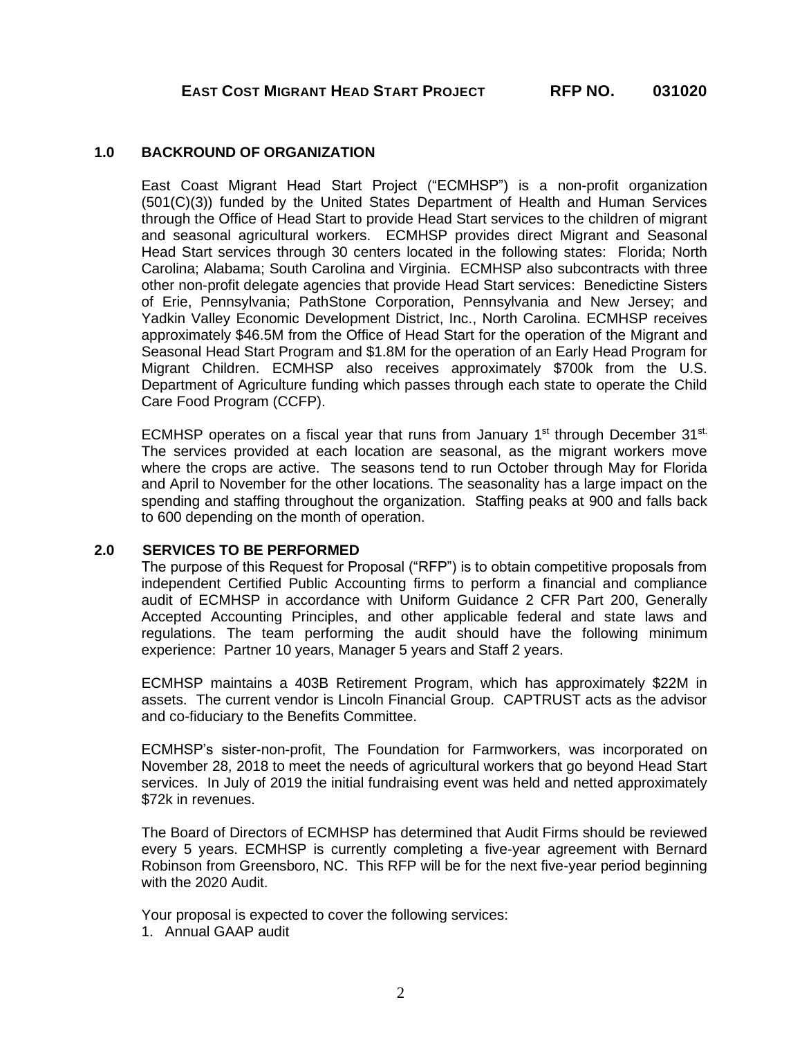**EAST COST MIGRANT HEAD START PROJECT RFP NO. 031020**

## 1.0 BACKROUND OF ORGANIZATION

East Coast Migrant Head Start Project ("ECMHSP") is a non-profit organization (501(C)(3)) funded by the United States Department of Health and Human Services through the Office of Head Start to provide Head Start services to the children of migrant and seasonal agricultural workers. ECMHSP provides direct Migrant and Seasonal Head Start services through 30 centers located in the following states: Florida; North Carolina; Alabama; South Carolina and Virginia. ECMHSP also subcontracts with three other non-profit delegate agencies that provide Head Start services: Benedictine Sisters of Erie, Pennsylvania; PathStone Corporation, Pennsylvania and New Jersey; and Yadkin Valley Economic Development District, Inc., North Carolina. ECMHSP receives approximately $46.5M from the Office of Head Start for the operation of the Migrant and Seasonal Head Start Program and $1.8M for the operation of an Early Head Program for Migrant Children. ECMHSP also receives approximately $700k from the U.S. Department of Agriculture funding which passes through each state to operate the Child Care Food Program (CCFP).

ECMHSP operates on a fiscal year that runs from January 1st through December 31st. The services provided at each location are seasonal, as the migrant workers move where the crops are active. The seasons tend to run October through May for Florida and April to November for the other locations. The seasonality has a large impact on the spending and staffing throughout the organization. Staffing peaks at 900 and falls back to 600 depending on the month of operation.

## 2.0 SERVICES TO BE PERFORMED

The purpose of this Request for Proposal ("RFP") is to obtain competitive proposals from independent Certified Public Accounting firms to perform a financial and compliance audit of ECMHSP in accordance with Uniform Guidance 2 CFR Part 200, Generally Accepted Accounting Principles, and other applicable federal and state laws and regulations. The team performing the audit should have the following minimum experience: Partner 10 years, Manager 5 years and Staff 2 years.

ECMHSP maintains a 403B Retirement Program, which has approximately $22M in assets. The current vendor is Lincoln Financial Group. CAPTRUST acts as the advisor and co-fiduciary to the Benefits Committee.

ECMHSP's sister-non-profit, The Foundation for Farmworkers, was incorporated on November 28, 2018 to meet the needs of agricultural workers that go beyond Head Start services. In July of 2019 the initial fundraising event was held and netted approximately $72k in revenues.

The Board of Directors of ECMHSP has determined that Audit Firms should be reviewed every 5 years. ECMHSP is currently completing a five-year agreement with Bernard Robinson from Greensboro, NC. This RFP will be for the next five-year period beginning with the 2020 Audit.

Your proposal is expected to cover the following services:

1. Annual GAAP audit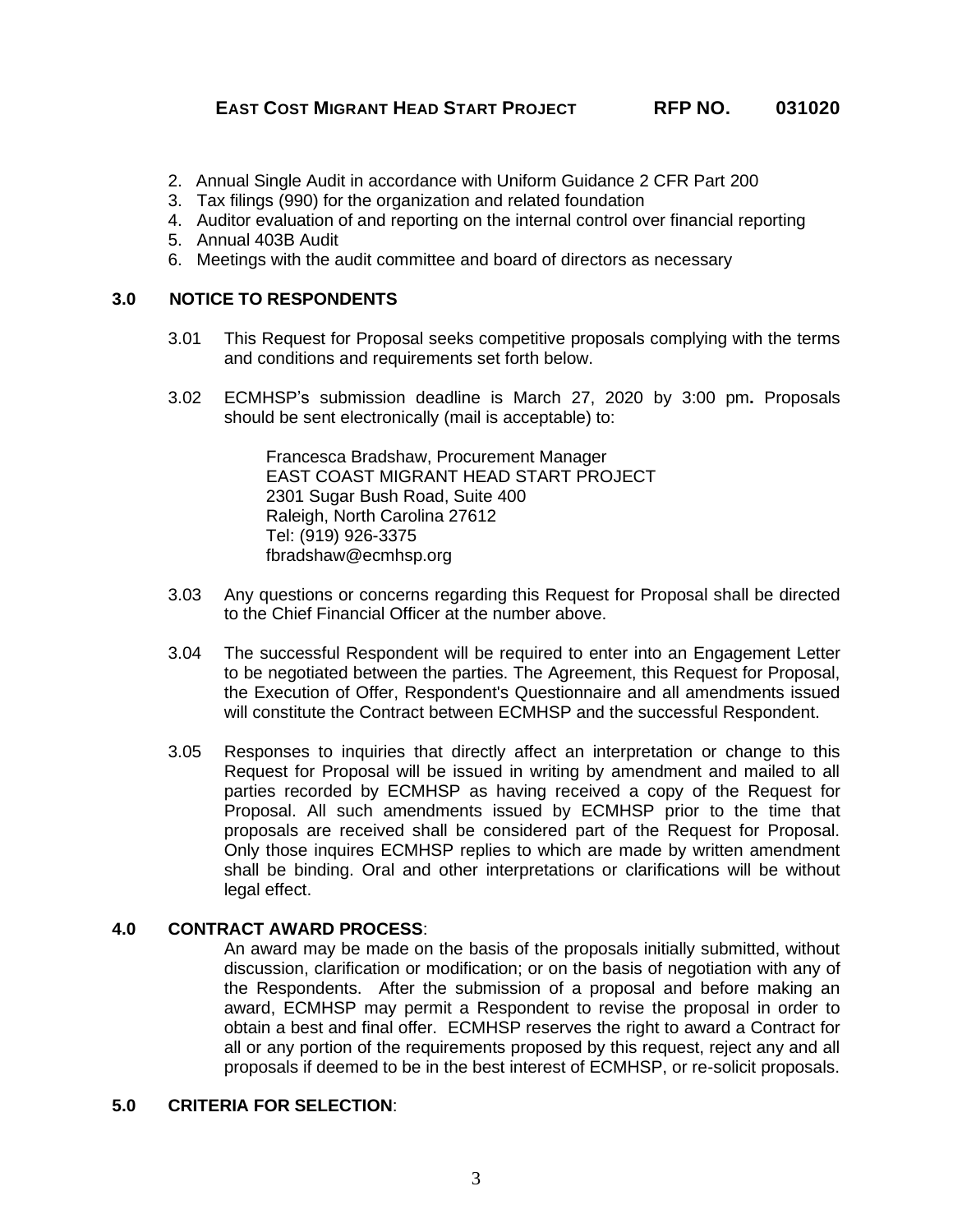2. Annual Single Audit in accordance with Uniform Guidance 2 CFR Part 200
3. Tax filings (990) for the organization and related foundation
4. Auditor evaluation of and reporting on the internal control over financial reporting
5. Annual 403B Audit
6. Meetings with the audit committee and board of directors as necessary

## 3.0 NOTICE TO RESPONDENTS

3.01 This Request for Proposal seeks competitive proposals complying with the terms and conditions and requirements set forth below.

3.02 ECMHSP's submission deadline is March 27, 2020 by 3:00 pm**.** Proposals should be sent electronically (mail is acceptable) to:

> Francesca Bradshaw, Procurement Manager
> EAST COAST MIGRANT HEAD START PROJECT
> 2301 Sugar Bush Road, Suite 400
> Raleigh, North Carolina 27612
> Tel: (919) 926-3375
> fbradshaw@ecmhsp.org

3.03 Any questions or concerns regarding this Request for Proposal shall be directed to the Chief Financial Officer at the number above.

3.04 The successful Respondent will be required to enter into an Engagement Letter to be negotiated between the parties. The Agreement, this Request for Proposal, the Execution of Offer, Respondent's Questionnaire and all amendments issued will constitute the Contract between ECMHSP and the successful Respondent.

3.05 Responses to inquiries that directly affect an interpretation or change to this Request for Proposal will be issued in writing by amendment and mailed to all parties recorded by ECMHSP as having received a copy of the Request for Proposal. All such amendments issued by ECMHSP prior to the time that proposals are received shall be considered part of the Request for Proposal. Only those inquires ECMHSP replies to which are made by written amendment shall be binding. Oral and other interpretations or clarifications will be without legal effect.

## 4.0 CONTRACT AWARD PROCESS:

An award may be made on the basis of the proposals initially submitted, without discussion, clarification or modification; or on the basis of negotiation with any of the Respondents. After the submission of a proposal and before making an award, ECMHSP may permit a Respondent to revise the proposal in order to obtain a best and final offer. ECMHSP reserves the right to award a Contract for all or any portion of the requirements proposed by this request, reject any and all proposals if deemed to be in the best interest of ECMHSP, or re-solicit proposals.

## 5.0 CRITERIA FOR SELECTION: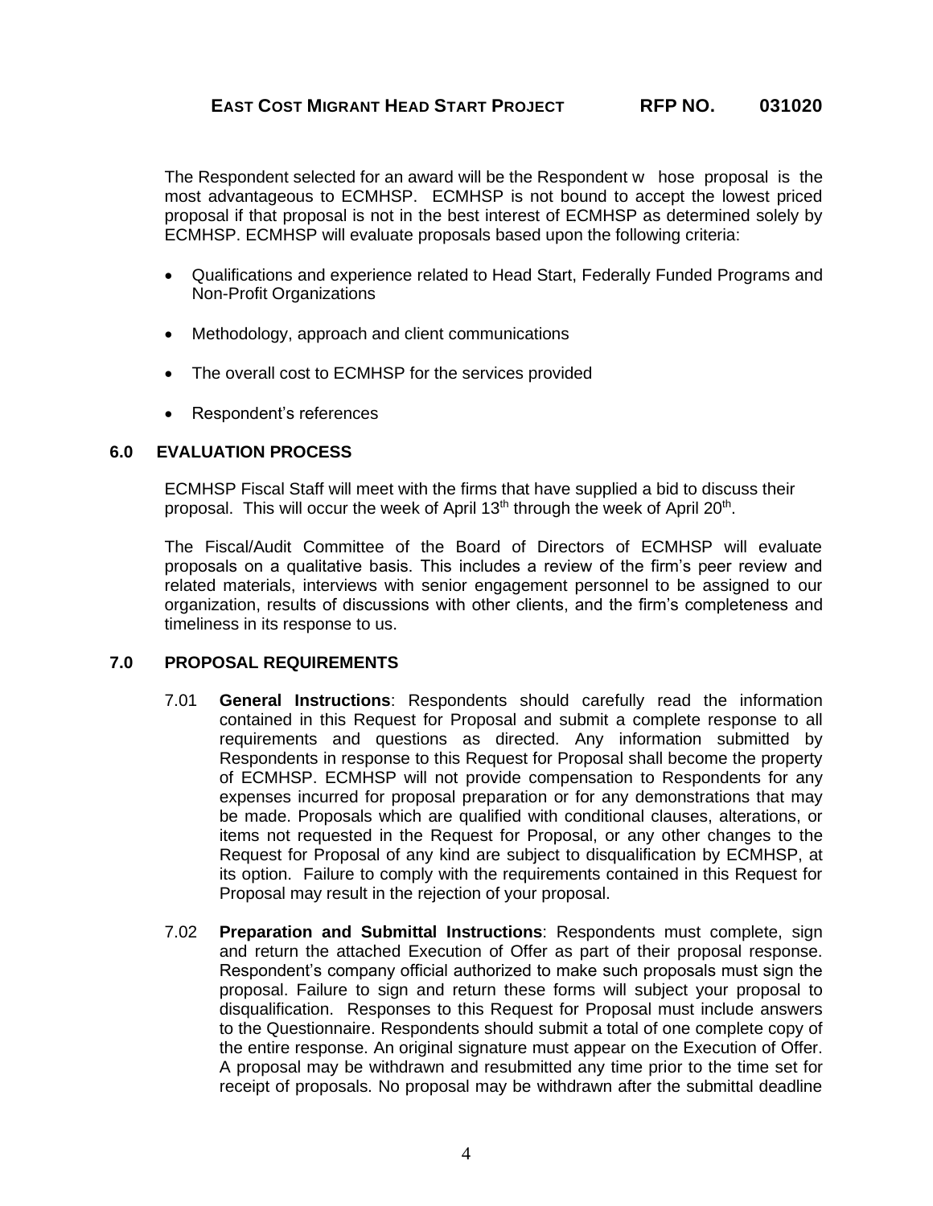The Respondent selected for an award will be the Respondent whose proposal is the most advantageous to ECMHSP. ECMHSP is not bound to accept the lowest priced proposal if that proposal is not in the best interest of ECMHSP as determined solely by ECMHSP. ECMHSP will evaluate proposals based upon the following criteria:

- Qualifications and experience related to Head Start, Federally Funded Programs and Non-Profit Organizations
- Methodology, approach and client communications
- The overall cost to ECMHSP for the services provided
- Respondent's references

## 6.0 EVALUATION PROCESS

ECMHSP Fiscal Staff will meet with the firms that have supplied a bid to discuss their proposal. This will occur the week of April 13th through the week of April 20th.

The Fiscal/Audit Committee of the Board of Directors of ECMHSP will evaluate proposals on a qualitative basis. This includes a review of the firm's peer review and related materials, interviews with senior engagement personnel to be assigned to our organization, results of discussions with other clients, and the firm's completeness and timeliness in its response to us.

## 7.0 PROPOSAL REQUIREMENTS

7.01 **General Instructions**: Respondents should carefully read the information contained in this Request for Proposal and submit a complete response to all requirements and questions as directed. Any information submitted by Respondents in response to this Request for Proposal shall become the property of ECMHSP. ECMHSP will not provide compensation to Respondents for any expenses incurred for proposal preparation or for any demonstrations that may be made. Proposals which are qualified with conditional clauses, alterations, or items not requested in the Request for Proposal, or any other changes to the Request for Proposal of any kind are subject to disqualification by ECMHSP, at its option. Failure to comply with the requirements contained in this Request for Proposal may result in the rejection of your proposal.

7.02 **Preparation and Submittal Instructions**: Respondents must complete, sign and return the attached Execution of Offer as part of their proposal response. Respondent's company official authorized to make such proposals must sign the proposal. Failure to sign and return these forms will subject your proposal to disqualification. Responses to this Request for Proposal must include answers to the Questionnaire. Respondents should submit a total of one complete copy of the entire response. An original signature must appear on the Execution of Offer. A proposal may be withdrawn and resubmitted any time prior to the time set for receipt of proposals. No proposal may be withdrawn after the submittal deadline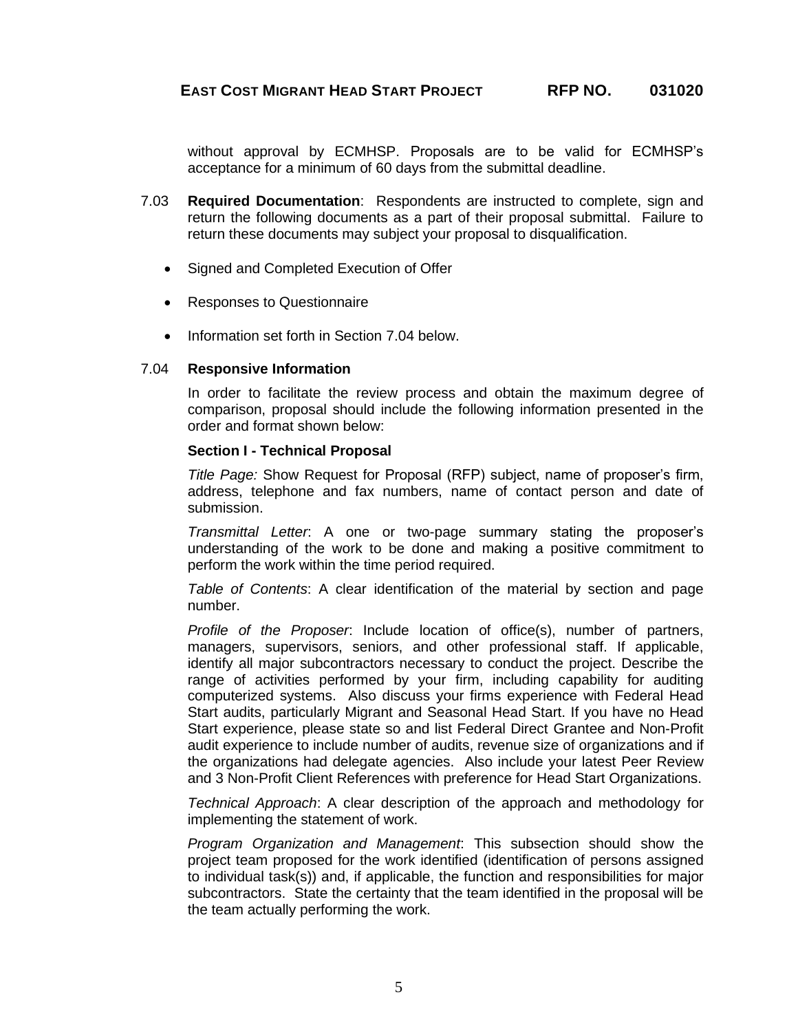without approval by ECMHSP. Proposals are to be valid for ECMHSP's acceptance for a minimum of 60 days from the submittal deadline.

7.03 **Required Documentation**: Respondents are instructed to complete, sign and return the following documents as a part of their proposal submittal. Failure to return these documents may subject your proposal to disqualification.

- Signed and Completed Execution of Offer
- Responses to Questionnaire
- Information set forth in Section 7.04 below.

7.04 **Responsive Information**

In order to facilitate the review process and obtain the maximum degree of comparison, proposal should include the following information presented in the order and format shown below:

**Section I - Technical Proposal**

*Title Page:* Show Request for Proposal (RFP) subject, name of proposer's firm, address, telephone and fax numbers, name of contact person and date of submission.

*Transmittal Letter*: A one or two-page summary stating the proposer's understanding of the work to be done and making a positive commitment to perform the work within the time period required.

*Table of Contents*: A clear identification of the material by section and page number.

*Profile of the Proposer*: Include location of office(s), number of partners, managers, supervisors, seniors, and other professional staff. If applicable, identify all major subcontractors necessary to conduct the project. Describe the range of activities performed by your firm, including capability for auditing computerized systems. Also discuss your firms experience with Federal Head Start audits, particularly Migrant and Seasonal Head Start. If you have no Head Start experience, please state so and list Federal Direct Grantee and Non-Profit audit experience to include number of audits, revenue size of organizations and if the organizations had delegate agencies. Also include your latest Peer Review and 3 Non-Profit Client References with preference for Head Start Organizations.

*Technical Approach*: A clear description of the approach and methodology for implementing the statement of work.

*Program Organization and Management*: This subsection should show the project team proposed for the work identified (identification of persons assigned to individual task(s)) and, if applicable, the function and responsibilities for major subcontractors. State the certainty that the team identified in the proposal will be the team actually performing the work.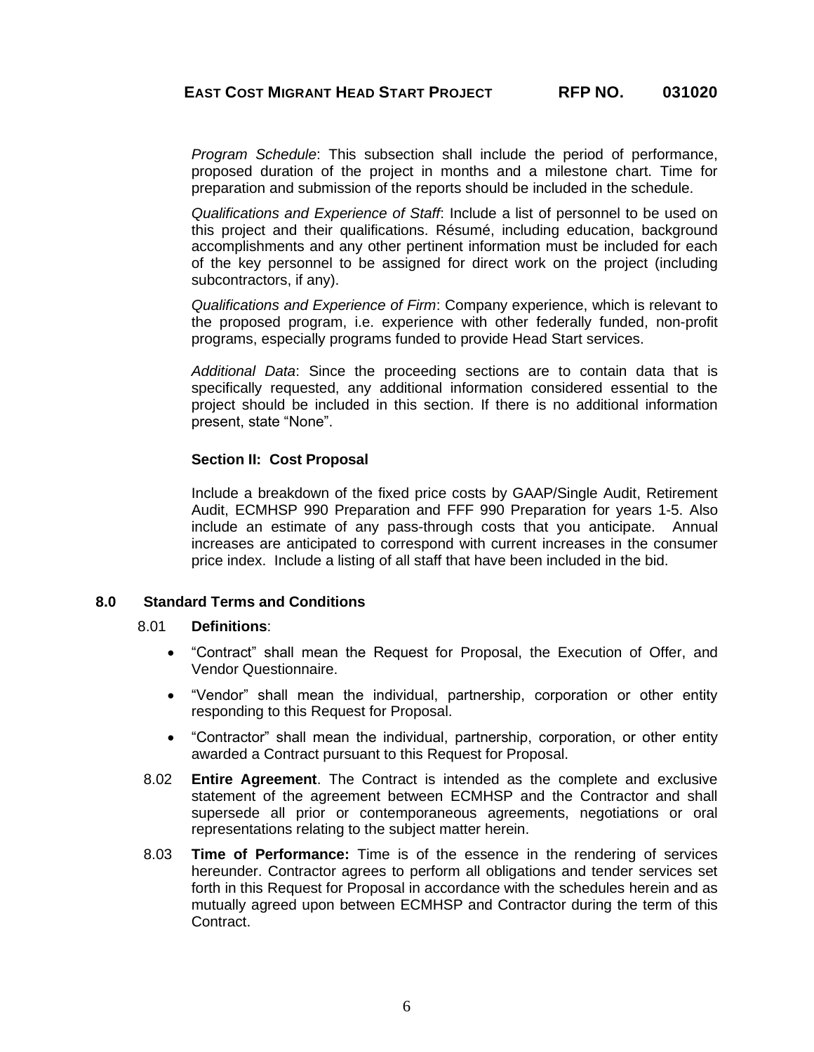*Program Schedule*: This subsection shall include the period of performance, proposed duration of the project in months and a milestone chart. Time for preparation and submission of the reports should be included in the schedule.

*Qualifications and Experience of Staff*: Include a list of personnel to be used on this project and their qualifications. Résumé, including education, background accomplishments and any other pertinent information must be included for each of the key personnel to be assigned for direct work on the project (including subcontractors, if any).

*Qualifications and Experience of Firm*: Company experience, which is relevant to the proposed program, i.e. experience with other federally funded, non-profit programs, especially programs funded to provide Head Start services.

*Additional Data*: Since the proceeding sections are to contain data that is specifically requested, any additional information considered essential to the project should be included in this section. If there is no additional information present, state "None".

**Section II: Cost Proposal**

Include a breakdown of the fixed price costs by GAAP/Single Audit, Retirement Audit, ECMHSP 990 Preparation and FFF 990 Preparation for years 1-5. Also include an estimate of any pass-through costs that you anticipate. Annual increases are anticipated to correspond with current increases in the consumer price index. Include a listing of all staff that have been included in the bid.

## 8.0 Standard Terms and Conditions

8.01 **Definitions**:

- "Contract" shall mean the Request for Proposal, the Execution of Offer, and Vendor Questionnaire.
- "Vendor" shall mean the individual, partnership, corporation or other entity responding to this Request for Proposal.
- "Contractor" shall mean the individual, partnership, corporation, or other entity awarded a Contract pursuant to this Request for Proposal.

8.02 **Entire Agreement**. The Contract is intended as the complete and exclusive statement of the agreement between ECMHSP and the Contractor and shall supersede all prior or contemporaneous agreements, negotiations or oral representations relating to the subject matter herein.

8.03 **Time of Performance:** Time is of the essence in the rendering of services hereunder. Contractor agrees to perform all obligations and tender services set forth in this Request for Proposal in accordance with the schedules herein and as mutually agreed upon between ECMHSP and Contractor during the term of this Contract.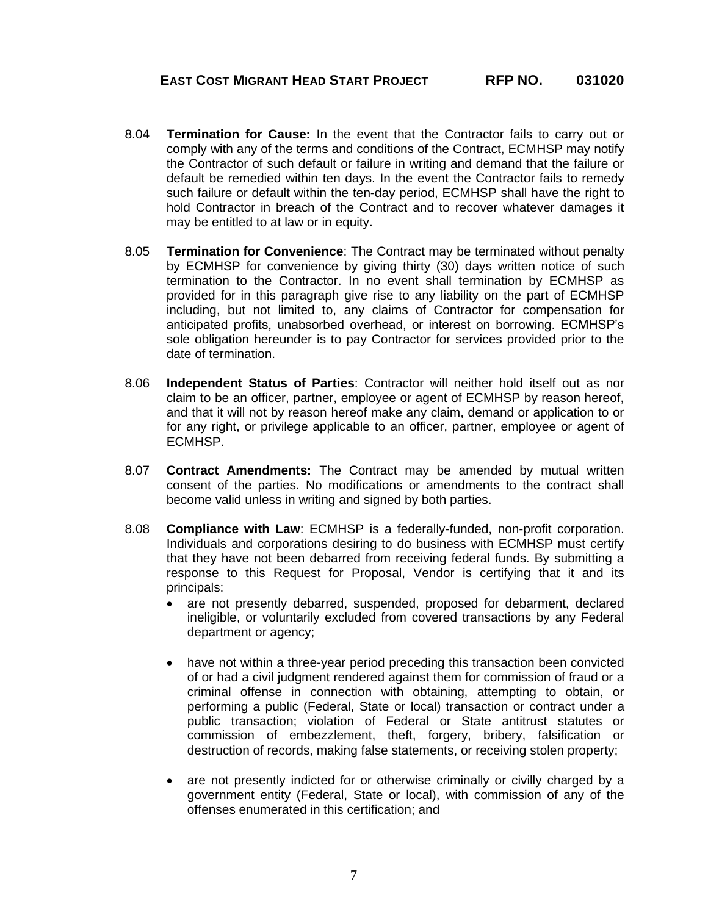8.04 **Termination for Cause:** In the event that the Contractor fails to carry out or comply with any of the terms and conditions of the Contract, ECMHSP may notify the Contractor of such default or failure in writing and demand that the failure or default be remedied within ten days. In the event the Contractor fails to remedy such failure or default within the ten-day period, ECMHSP shall have the right to hold Contractor in breach of the Contract and to recover whatever damages it may be entitled to at law or in equity.

8.05 **Termination for Convenience**: The Contract may be terminated without penalty by ECMHSP for convenience by giving thirty (30) days written notice of such termination to the Contractor. In no event shall termination by ECMHSP as provided for in this paragraph give rise to any liability on the part of ECMHSP including, but not limited to, any claims of Contractor for compensation for anticipated profits, unabsorbed overhead, or interest on borrowing. ECMHSP's sole obligation hereunder is to pay Contractor for services provided prior to the date of termination.

8.06 **Independent Status of Parties**: Contractor will neither hold itself out as nor claim to be an officer, partner, employee or agent of ECMHSP by reason hereof, and that it will not by reason hereof make any claim, demand or application to or for any right, or privilege applicable to an officer, partner, employee or agent of ECMHSP.

8.07 **Contract Amendments:** The Contract may be amended by mutual written consent of the parties. No modifications or amendments to the contract shall become valid unless in writing and signed by both parties.

8.08 **Compliance with Law**: ECMHSP is a federally-funded, non-profit corporation. Individuals and corporations desiring to do business with ECMHSP must certify that they have not been debarred from receiving federal funds. By submitting a response to this Request for Proposal, Vendor is certifying that it and its principals:

- are not presently debarred, suspended, proposed for debarment, declared ineligible, or voluntarily excluded from covered transactions by any Federal department or agency;

- have not within a three-year period preceding this transaction been convicted of or had a civil judgment rendered against them for commission of fraud or a criminal offense in connection with obtaining, attempting to obtain, or performing a public (Federal, State or local) transaction or contract under a public transaction; violation of Federal or State antitrust statutes or commission of embezzlement, theft, forgery, bribery, falsification or destruction of records, making false statements, or receiving stolen property;

- are not presently indicted for or otherwise criminally or civilly charged by a government entity (Federal, State or local), with commission of any of the offenses enumerated in this certification; and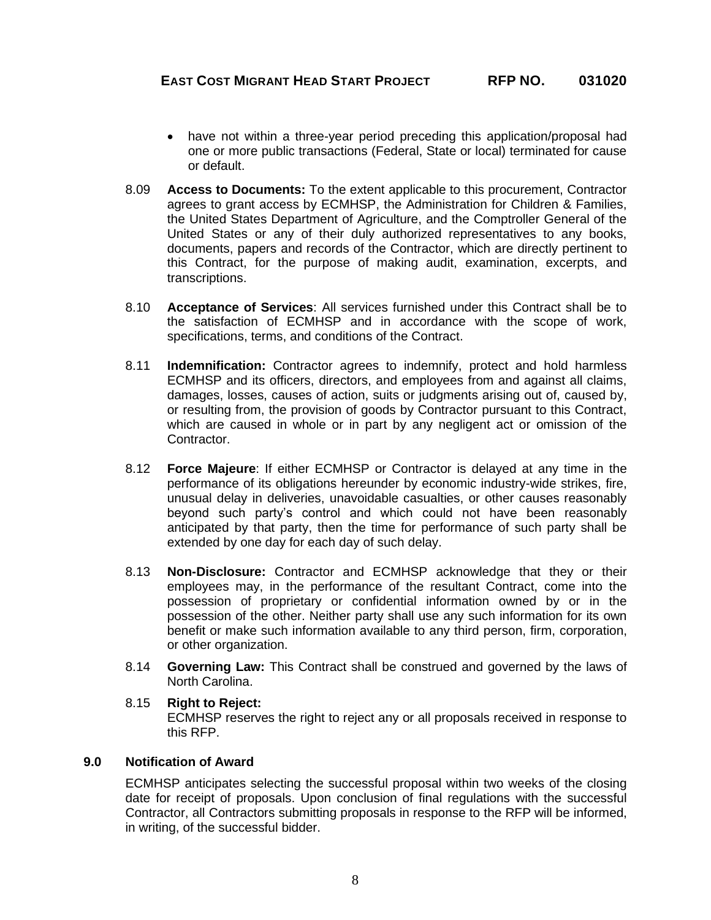- have not within a three-year period preceding this application/proposal had one or more public transactions (Federal, State or local) terminated for cause or default.

8.09 **Access to Documents:** To the extent applicable to this procurement, Contractor agrees to grant access by ECMHSP, the Administration for Children & Families, the United States Department of Agriculture, and the Comptroller General of the United States or any of their duly authorized representatives to any books, documents, papers and records of the Contractor, which are directly pertinent to this Contract, for the purpose of making audit, examination, excerpts, and transcriptions.

8.10 **Acceptance of Services**: All services furnished under this Contract shall be to the satisfaction of ECMHSP and in accordance with the scope of work, specifications, terms, and conditions of the Contract.

8.11 **Indemnification:** Contractor agrees to indemnify, protect and hold harmless ECMHSP and its officers, directors, and employees from and against all claims, damages, losses, causes of action, suits or judgments arising out of, caused by, or resulting from, the provision of goods by Contractor pursuant to this Contract, which are caused in whole or in part by any negligent act or omission of the Contractor.

8.12 **Force Majeure**: If either ECMHSP or Contractor is delayed at any time in the performance of its obligations hereunder by economic industry-wide strikes, fire, unusual delay in deliveries, unavoidable casualties, or other causes reasonably beyond such party's control and which could not have been reasonably anticipated by that party, then the time for performance of such party shall be extended by one day for each day of such delay.

8.13 **Non-Disclosure:** Contractor and ECMHSP acknowledge that they or their employees may, in the performance of the resultant Contract, come into the possession of proprietary or confidential information owned by or in the possession of the other. Neither party shall use any such information for its own benefit or make such information available to any third person, firm, corporation, or other organization.

8.14 **Governing Law:** This Contract shall be construed and governed by the laws of North Carolina.

8.15 **Right to Reject:**
ECMHSP reserves the right to reject any or all proposals received in response to this RFP.

## 9.0 Notification of Award

ECMHSP anticipates selecting the successful proposal within two weeks of the closing date for receipt of proposals. Upon conclusion of final regulations with the successful Contractor, all Contractors submitting proposals in response to the RFP will be informed, in writing, of the successful bidder.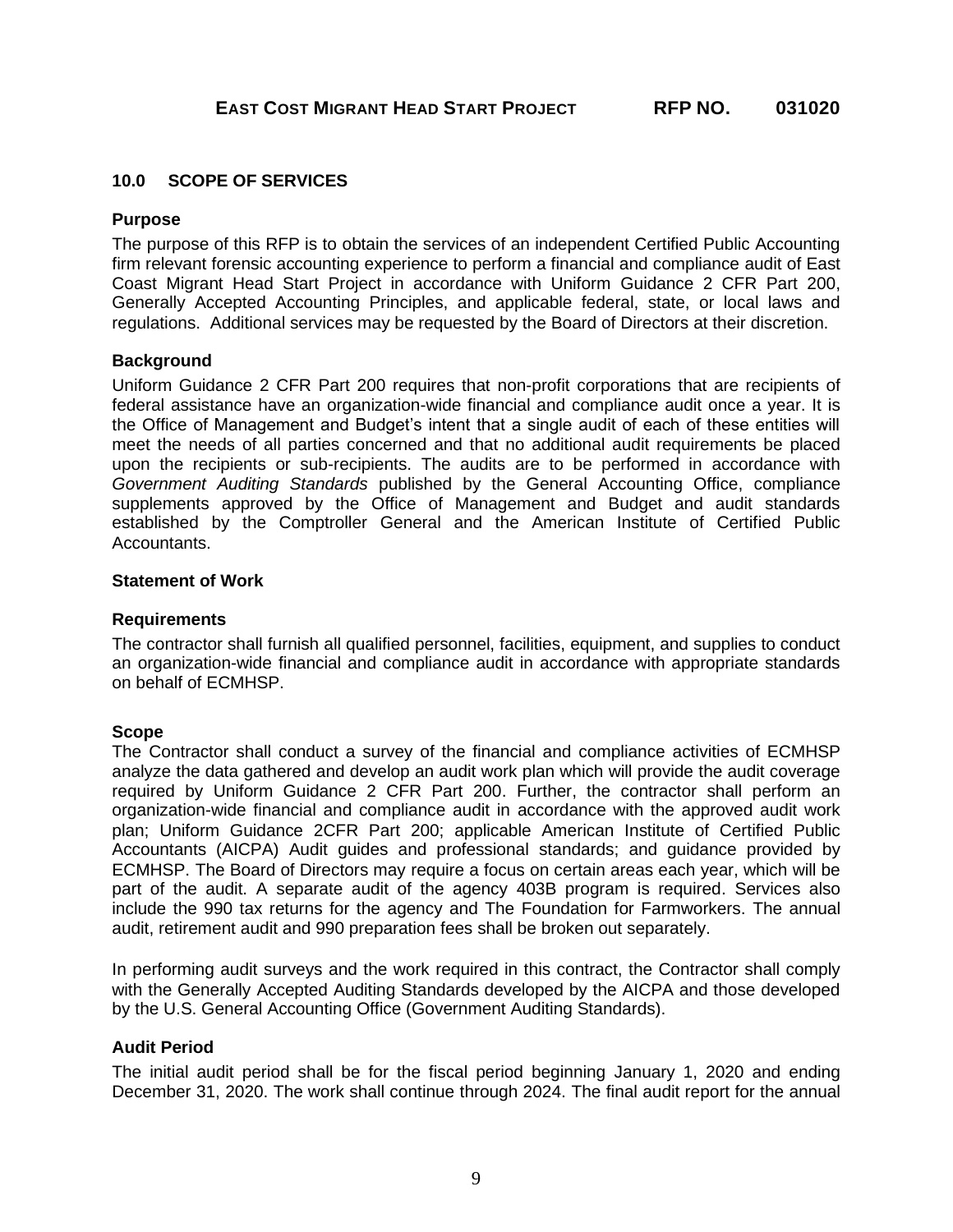## 10.0 SCOPE OF SERVICES

### Purpose

The purpose of this RFP is to obtain the services of an independent Certified Public Accounting firm relevant forensic accounting experience to perform a financial and compliance audit of East Coast Migrant Head Start Project in accordance with Uniform Guidance 2 CFR Part 200, Generally Accepted Accounting Principles, and applicable federal, state, or local laws and regulations. Additional services may be requested by the Board of Directors at their discretion.

### Background

Uniform Guidance 2 CFR Part 200 requires that non-profit corporations that are recipients of federal assistance have an organization-wide financial and compliance audit once a year. It is the Office of Management and Budget's intent that a single audit of each of these entities will meet the needs of all parties concerned and that no additional audit requirements be placed upon the recipients or sub-recipients. The audits are to be performed in accordance with *Government Auditing Standards* published by the General Accounting Office, compliance supplements approved by the Office of Management and Budget and audit standards established by the Comptroller General and the American Institute of Certified Public Accountants.

### Statement of Work

### Requirements

The contractor shall furnish all qualified personnel, facilities, equipment, and supplies to conduct an organization-wide financial and compliance audit in accordance with appropriate standards on behalf of ECMHSP.

### Scope

The Contractor shall conduct a survey of the financial and compliance activities of ECMHSP analyze the data gathered and develop an audit work plan which will provide the audit coverage required by Uniform Guidance 2 CFR Part 200. Further, the contractor shall perform an organization-wide financial and compliance audit in accordance with the approved audit work plan; Uniform Guidance 2CFR Part 200; applicable American Institute of Certified Public Accountants (AICPA) Audit guides and professional standards; and guidance provided by ECMHSP. The Board of Directors may require a focus on certain areas each year, which will be part of the audit. A separate audit of the agency 403B program is required. Services also include the 990 tax returns for the agency and The Foundation for Farmworkers. The annual audit, retirement audit and 990 preparation fees shall be broken out separately.

In performing audit surveys and the work required in this contract, the Contractor shall comply with the Generally Accepted Auditing Standards developed by the AICPA and those developed by the U.S. General Accounting Office (Government Auditing Standards).

### Audit Period

The initial audit period shall be for the fiscal period beginning January 1, 2020 and ending December 31, 2020. The work shall continue through 2024. The final audit report for the annual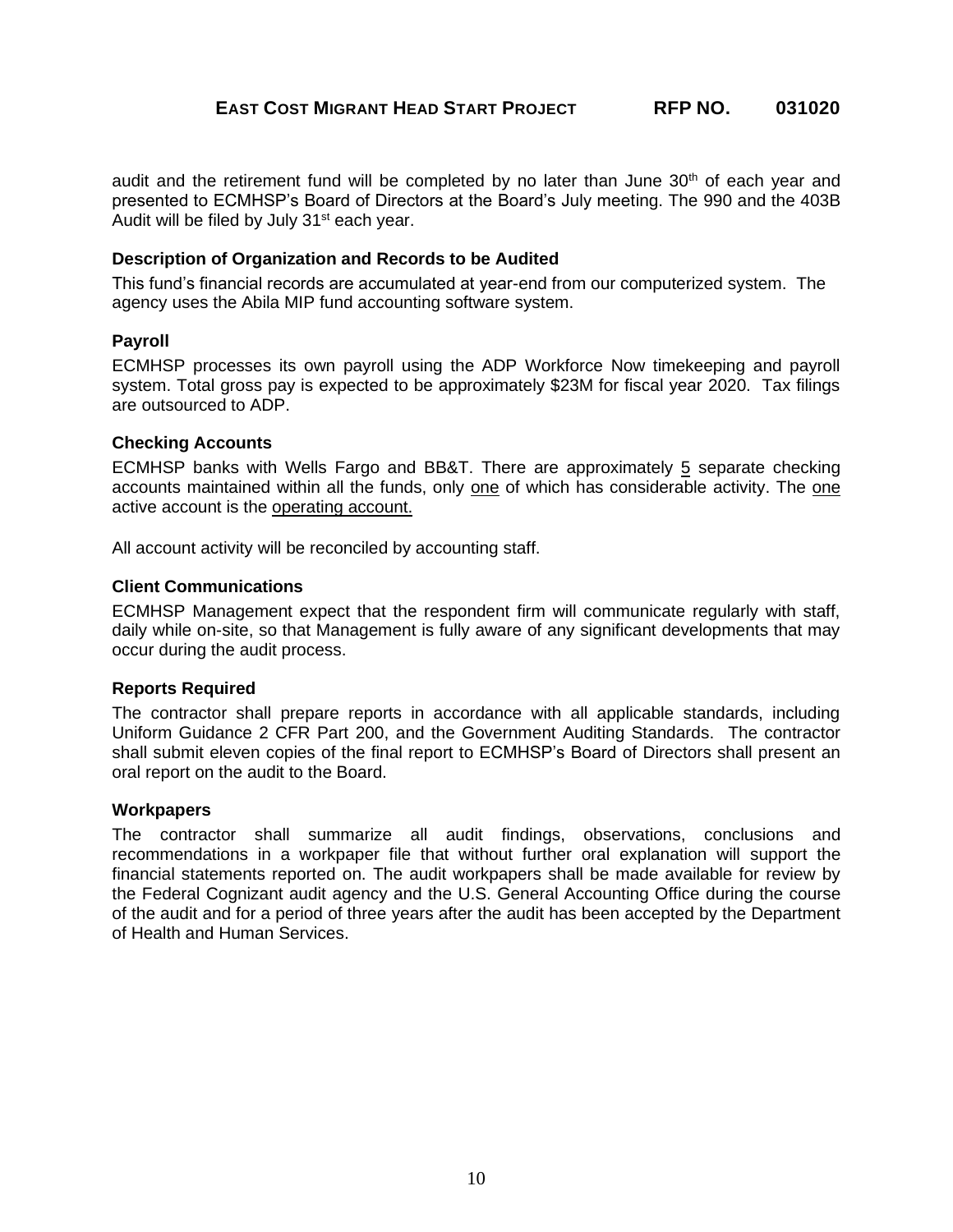audit and the retirement fund will be completed by no later than June 30th of each year and presented to ECMHSP's Board of Directors at the Board's July meeting. The 990 and the 403B Audit will be filed by July 31st each year.

### Description of Organization and Records to be Audited

This fund's financial records are accumulated at year-end from our computerized system. The agency uses the Abila MIP fund accounting software system.

### Payroll

ECMHSP processes its own payroll using the ADP Workforce Now timekeeping and payroll system. Total gross pay is expected to be approximately $23M for fiscal year 2020. Tax filings are outsourced to ADP.

### Checking Accounts

ECMHSP banks with Wells Fargo and BB&T. There are approximately 5 separate checking accounts maintained within all the funds, only one of which has considerable activity. The one active account is the operating account.

All account activity will be reconciled by accounting staff.

### Client Communications

ECMHSP Management expect that the respondent firm will communicate regularly with staff, daily while on-site, so that Management is fully aware of any significant developments that may occur during the audit process.

### Reports Required

The contractor shall prepare reports in accordance with all applicable standards, including Uniform Guidance 2 CFR Part 200, and the Government Auditing Standards. The contractor shall submit eleven copies of the final report to ECMHSP's Board of Directors shall present an oral report on the audit to the Board.

### Workpapers

The contractor shall summarize all audit findings, observations, conclusions and recommendations in a workpaper file that without further oral explanation will support the financial statements reported on. The audit workpapers shall be made available for review by the Federal Cognizant audit agency and the U.S. General Accounting Office during the course of the audit and for a period of three years after the audit has been accepted by the Department of Health and Human Services.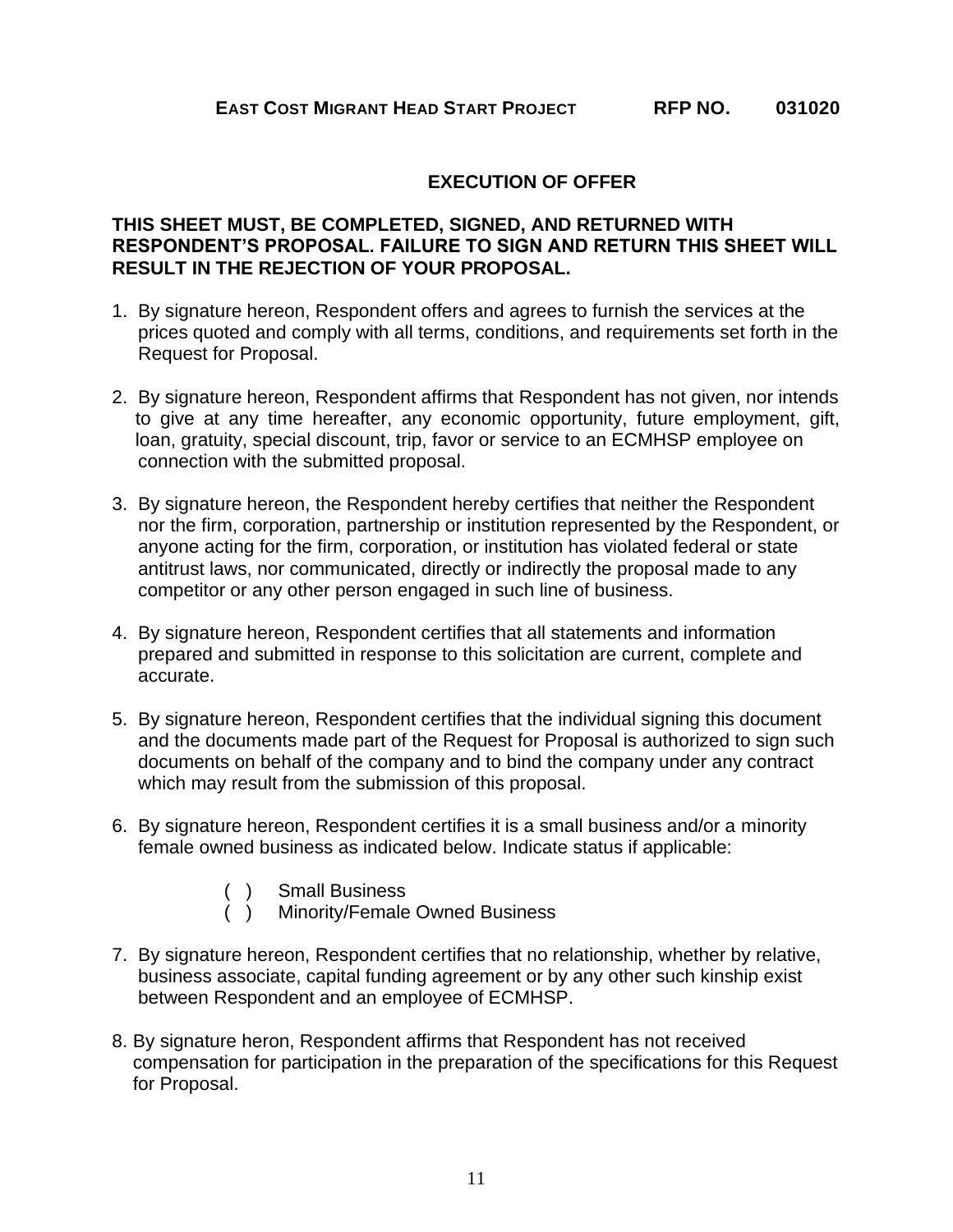EAST COST MIGRANT HEAD START PROJECT RFP NO. 031020

## EXECUTION OF OFFER

**THIS SHEET MUST, BE COMPLETED, SIGNED, AND RETURNED WITH RESPONDENT'S PROPOSAL. FAILURE TO SIGN AND RETURN THIS SHEET WILL RESULT IN THE REJECTION OF YOUR PROPOSAL.**

1. By signature hereon, Respondent offers and agrees to furnish the services at the prices quoted and comply with all terms, conditions, and requirements set forth in the Request for Proposal.

2. By signature hereon, Respondent affirms that Respondent has not given, nor intends to give at any time hereafter, any economic opportunity, future employment, gift, loan, gratuity, special discount, trip, favor or service to an ECMHSP employee on connection with the submitted proposal.

3. By signature hereon, the Respondent hereby certifies that neither the Respondent nor the firm, corporation, partnership or institution represented by the Respondent, or anyone acting for the firm, corporation, or institution has violated federal or state antitrust laws, nor communicated, directly or indirectly the proposal made to any competitor or any other person engaged in such line of business.

4. By signature hereon, Respondent certifies that all statements and information prepared and submitted in response to this solicitation are current, complete and accurate.

5. By signature hereon, Respondent certifies that the individual signing this document and the documents made part of the Request for Proposal is authorized to sign such documents on behalf of the company and to bind the company under any contract which may result from the submission of this proposal.

6. By signature hereon, Respondent certifies it is a small business and/or a minority female owned business as indicated below. Indicate status if applicable:

   ( ) Small Business
   ( ) Minority/Female Owned Business

7. By signature hereon, Respondent certifies that no relationship, whether by relative, business associate, capital funding agreement or by any other such kinship exist between Respondent and an employee of ECMHSP.

8. By signature heron, Respondent affirms that Respondent has not received compensation for participation in the preparation of the specifications for this Request for Proposal.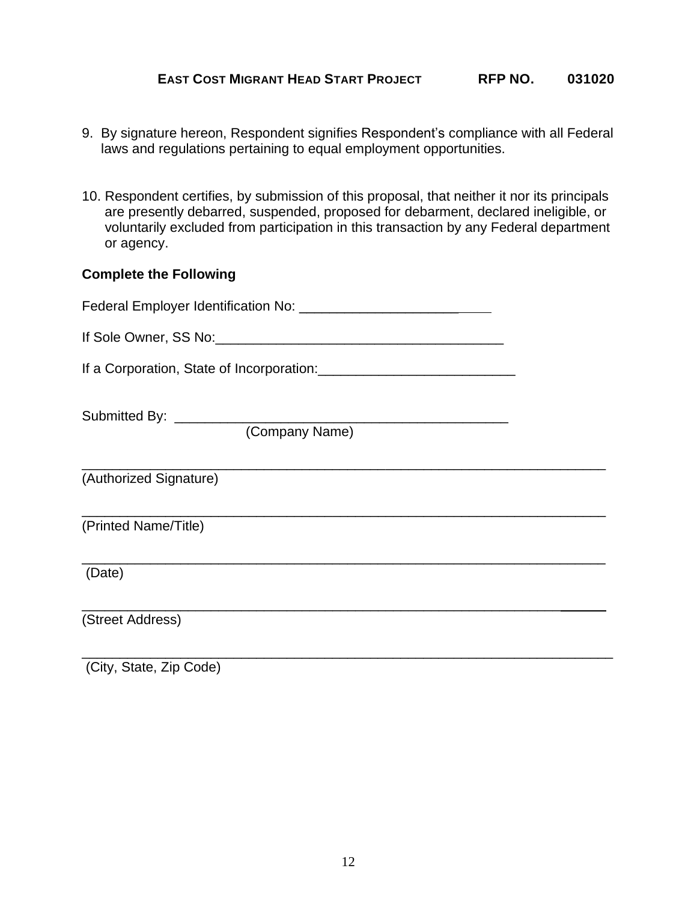9. By signature hereon, Respondent signifies Respondent's compliance with all Federal laws and regulations pertaining to equal employment opportunities.

10. Respondent certifies, by submission of this proposal, that neither it nor its principals are presently debarred, suspended, proposed for debarment, declared ineligible, or voluntarily excluded from participation in this transaction by any Federal department or agency.

**Complete the Following**

Federal Employer Identification No: _________________________

If Sole Owner, SS No:_______________________________________

If a Corporation, State of Incorporation:__________________________

Submitted By: _____________________________________________
(Company Name)

_______________________________________________________________
(Authorized Signature)

_______________________________________________________________
(Printed Name/Title)

_______________________________________________________________
(Date)

_______________________________________________________________
(Street Address)

_______________________________________________________________
(City, State, Zip Code)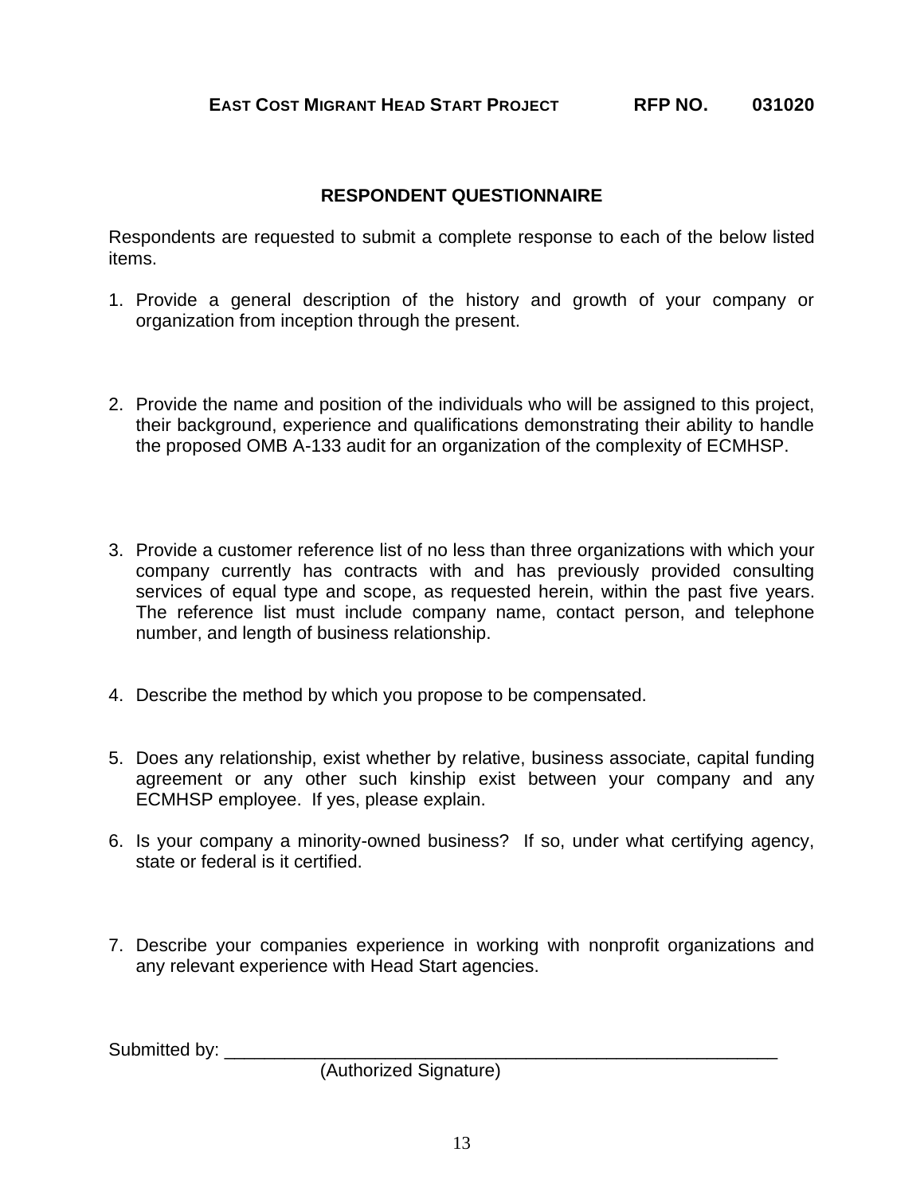## RESPONDENT QUESTIONNAIRE

Respondents are requested to submit a complete response to each of the below listed items.

1. Provide a general description of the history and growth of your company or organization from inception through the present.

2. Provide the name and position of the individuals who will be assigned to this project, their background, experience and qualifications demonstrating their ability to handle the proposed OMB A-133 audit for an organization of the complexity of ECMHSP.

3. Provide a customer reference list of no less than three organizations with which your company currently has contracts with and has previously provided consulting services of equal type and scope, as requested herein, within the past five years. The reference list must include company name, contact person, and telephone number, and length of business relationship.

4. Describe the method by which you propose to be compensated.

5. Does any relationship, exist whether by relative, business associate, capital funding agreement or any other such kinship exist between your company and any ECMHSP employee. If yes, please explain.

6. Is your company a minority-owned business? If so, under what certifying agency, state or federal is it certified.

7. Describe your companies experience in working with nonprofit organizations and any relevant experience with Head Start agencies.

Submitted by: \_\_\_\_\_\_\_\_\_\_\_\_\_\_\_\_\_\_\_\_\_\_\_\_\_\_\_\_\_\_\_\_\_\_\_\_\_\_\_\_\_\_\_\_\_\_\_\_\_\_\_\_\_\_\_

(Authorized Signature)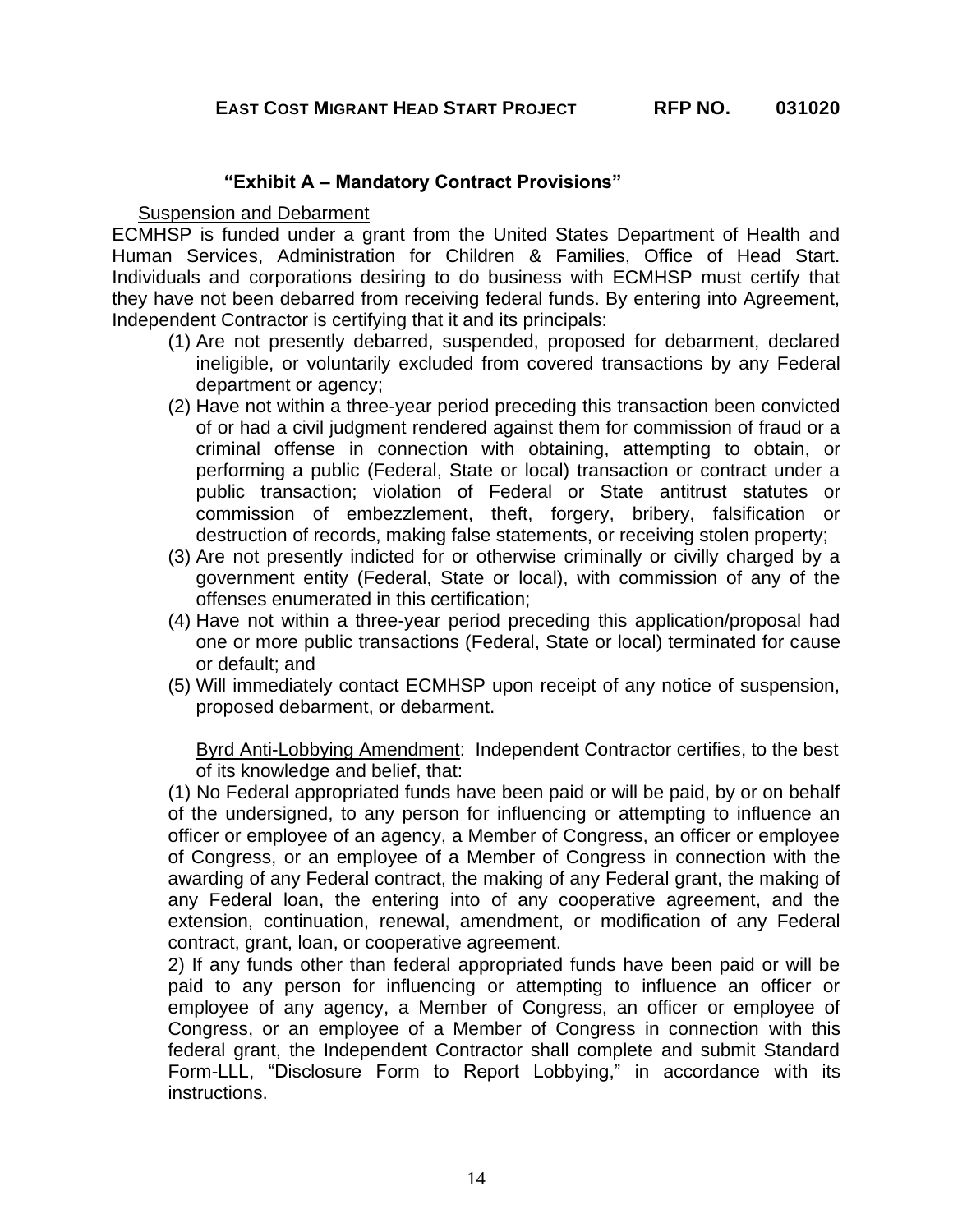## "Exhibit A – Mandatory Contract Provisions"

Suspension and Debarment

ECMHSP is funded under a grant from the United States Department of Health and Human Services, Administration for Children & Families, Office of Head Start. Individuals and corporations desiring to do business with ECMHSP must certify that they have not been debarred from receiving federal funds. By entering into Agreement, Independent Contractor is certifying that it and its principals:

(1) Are not presently debarred, suspended, proposed for debarment, declared ineligible, or voluntarily excluded from covered transactions by any Federal department or agency;

(2) Have not within a three-year period preceding this transaction been convicted of or had a civil judgment rendered against them for commission of fraud or a criminal offense in connection with obtaining, attempting to obtain, or performing a public (Federal, State or local) transaction or contract under a public transaction; violation of Federal or State antitrust statutes or commission of embezzlement, theft, forgery, bribery, falsification or destruction of records, making false statements, or receiving stolen property;

(3) Are not presently indicted for or otherwise criminally or civilly charged by a government entity (Federal, State or local), with commission of any of the offenses enumerated in this certification;

(4) Have not within a three-year period preceding this application/proposal had one or more public transactions (Federal, State or local) terminated for cause or default; and

(5) Will immediately contact ECMHSP upon receipt of any notice of suspension, proposed debarment, or debarment.

Byrd Anti-Lobbying Amendment: Independent Contractor certifies, to the best of its knowledge and belief, that:

(1) No Federal appropriated funds have been paid or will be paid, by or on behalf of the undersigned, to any person for influencing or attempting to influence an officer or employee of an agency, a Member of Congress, an officer or employee of Congress, or an employee of a Member of Congress in connection with the awarding of any Federal contract, the making of any Federal grant, the making of any Federal loan, the entering into of any cooperative agreement, and the extension, continuation, renewal, amendment, or modification of any Federal contract, grant, loan, or cooperative agreement.

2) If any funds other than federal appropriated funds have been paid or will be paid to any person for influencing or attempting to influence an officer or employee of any agency, a Member of Congress, an officer or employee of Congress, or an employee of a Member of Congress in connection with this federal grant, the Independent Contractor shall complete and submit Standard Form-LLL, "Disclosure Form to Report Lobbying," in accordance with its instructions.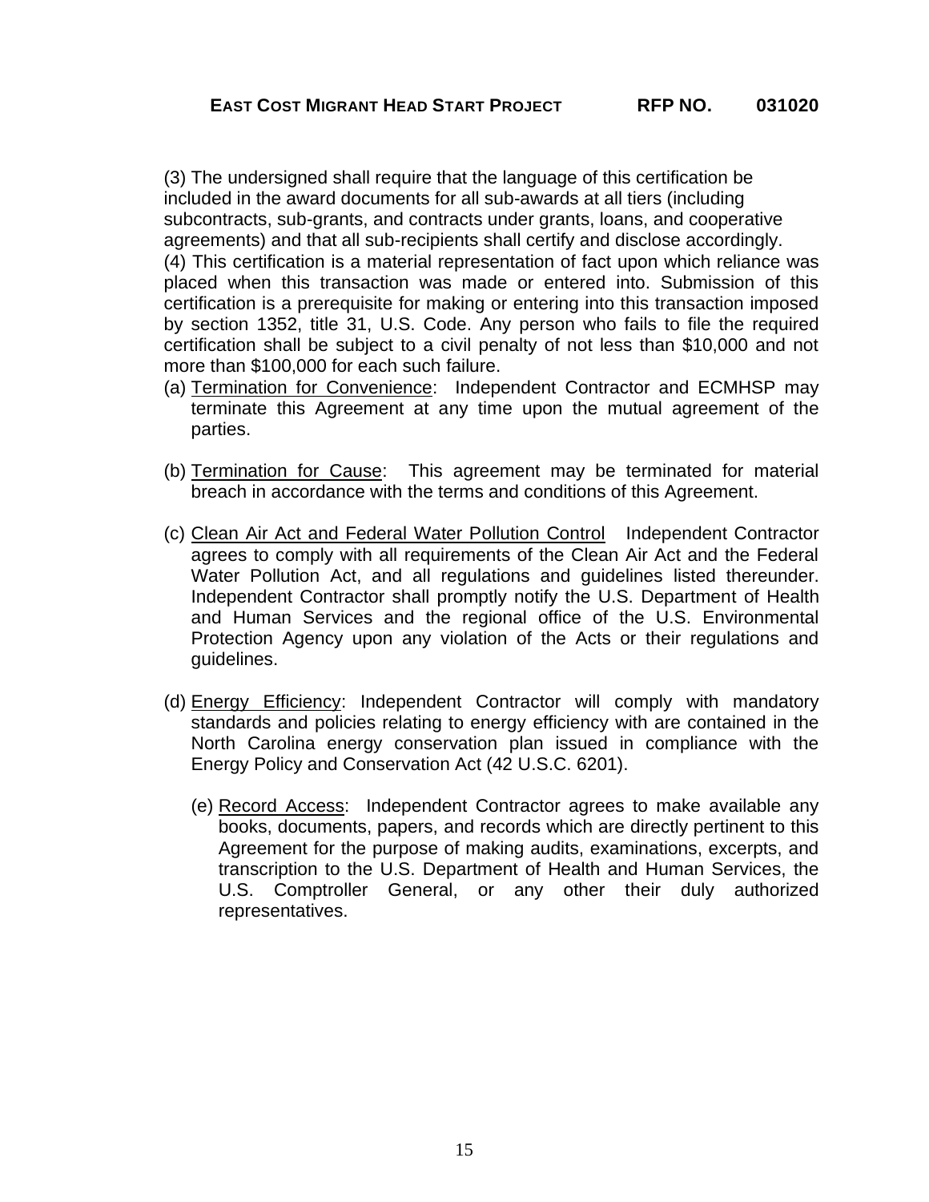(3) The undersigned shall require that the language of this certification be included in the award documents for all sub-awards at all tiers (including subcontracts, sub-grants, and contracts under grants, loans, and cooperative agreements) and that all sub-recipients shall certify and disclose accordingly.

(4) This certification is a material representation of fact upon which reliance was placed when this transaction was made or entered into. Submission of this certification is a prerequisite for making or entering into this transaction imposed by section 1352, title 31, U.S. Code. Any person who fails to file the required certification shall be subject to a civil penalty of not less than $10,000 and not more than $100,000 for each such failure.

(a) Termination for Convenience: Independent Contractor and ECMHSP may terminate this Agreement at any time upon the mutual agreement of the parties.

(b) Termination for Cause: This agreement may be terminated for material breach in accordance with the terms and conditions of this Agreement.

(c) Clean Air Act and Federal Water Pollution Control Independent Contractor agrees to comply with all requirements of the Clean Air Act and the Federal Water Pollution Act, and all regulations and guidelines listed thereunder. Independent Contractor shall promptly notify the U.S. Department of Health and Human Services and the regional office of the U.S. Environmental Protection Agency upon any violation of the Acts or their regulations and guidelines.

(d) Energy Efficiency: Independent Contractor will comply with mandatory standards and policies relating to energy efficiency with are contained in the North Carolina energy conservation plan issued in compliance with the Energy Policy and Conservation Act (42 U.S.C. 6201).

(e) Record Access: Independent Contractor agrees to make available any books, documents, papers, and records which are directly pertinent to this Agreement for the purpose of making audits, examinations, excerpts, and transcription to the U.S. Department of Health and Human Services, the U.S. Comptroller General, or any other their duly authorized representatives.